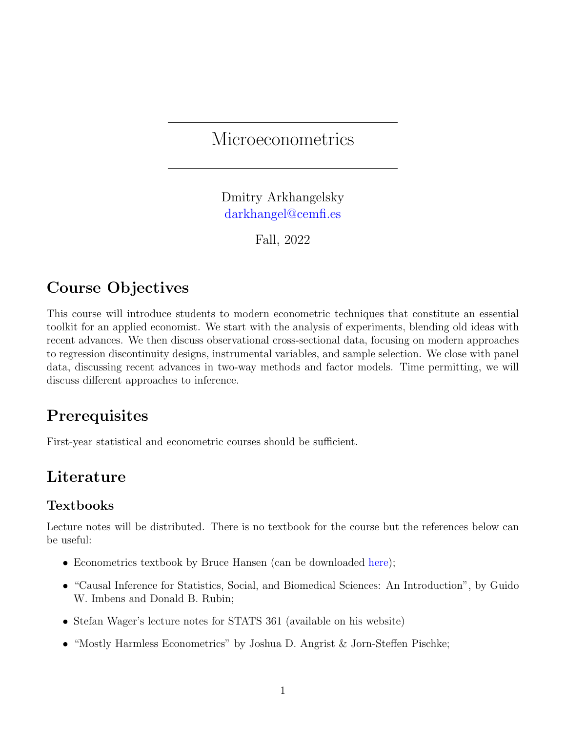# Microeconometrics

Dmitry Arkhangelsky
darkhangel@cemfi.es

Fall, 2022

## Course Objectives

This course will introduce students to modern econometric techniques that constitute an essential toolkit for an applied economist. We start with the analysis of experiments, blending old ideas with recent advances. We then discuss observational cross-sectional data, focusing on modern approaches to regression discontinuity designs, instrumental variables, and sample selection. We close with panel data, discussing recent advances in two-way methods and factor models. Time permitting, we will discuss different approaches to inference.

## Prerequisites

First-year statistical and econometric courses should be sufficient.

## Literature

### Textbooks

Lecture notes will be distributed. There is no textbook for the course but the references below can be useful:

- Econometrics textbook by Bruce Hansen (can be downloaded here);
- "Causal Inference for Statistics, Social, and Biomedical Sciences: An Introduction", by Guido W. Imbens and Donald B. Rubin;
- Stefan Wager's lecture notes for STATS 361 (available on his website)
- "Mostly Harmless Econometrics" by Joshua D. Angrist & Jorn-Steffen Pischke;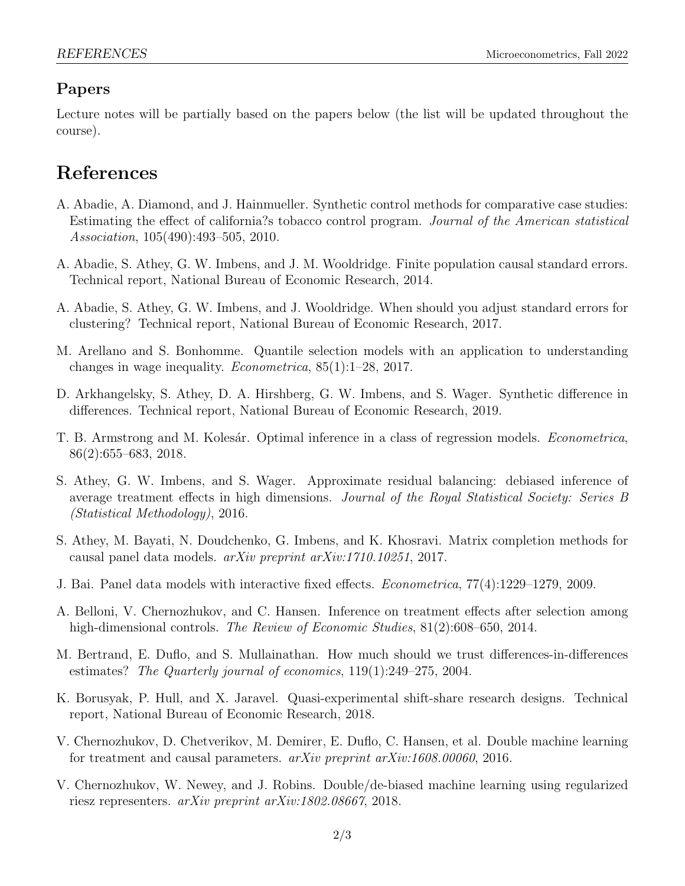### Papers

Lecture notes will be partially based on the papers below (the list will be updated throughout the course).

## References

A. Abadie, A. Diamond, and J. Hainmueller. Synthetic control methods for comparative case studies: Estimating the effect of california?s tobacco control program. *Journal of the American statistical Association*, 105(490):493–505, 2010.

A. Abadie, S. Athey, G. W. Imbens, and J. M. Wooldridge. Finite population causal standard errors. Technical report, National Bureau of Economic Research, 2014.

A. Abadie, S. Athey, G. W. Imbens, and J. Wooldridge. When should you adjust standard errors for clustering? Technical report, National Bureau of Economic Research, 2017.

M. Arellano and S. Bonhomme. Quantile selection models with an application to understanding changes in wage inequality. *Econometrica*, 85(1):1–28, 2017.

D. Arkhangelsky, S. Athey, D. A. Hirshberg, G. W. Imbens, and S. Wager. Synthetic difference in differences. Technical report, National Bureau of Economic Research, 2019.

T. B. Armstrong and M. Kolesár. Optimal inference in a class of regression models. *Econometrica*, 86(2):655–683, 2018.

S. Athey, G. W. Imbens, and S. Wager. Approximate residual balancing: debiased inference of average treatment effects in high dimensions. *Journal of the Royal Statistical Society: Series B (Statistical Methodology)*, 2016.

S. Athey, M. Bayati, N. Doudchenko, G. Imbens, and K. Khosravi. Matrix completion methods for causal panel data models. *arXiv preprint arXiv:1710.10251*, 2017.

J. Bai. Panel data models with interactive fixed effects. *Econometrica*, 77(4):1229–1279, 2009.

A. Belloni, V. Chernozhukov, and C. Hansen. Inference on treatment effects after selection among high-dimensional controls. *The Review of Economic Studies*, 81(2):608–650, 2014.

M. Bertrand, E. Duflo, and S. Mullainathan. How much should we trust differences-in-differences estimates? *The Quarterly journal of economics*, 119(1):249–275, 2004.

K. Borusyak, P. Hull, and X. Jaravel. Quasi-experimental shift-share research designs. Technical report, National Bureau of Economic Research, 2018.

V. Chernozhukov, D. Chetverikov, M. Demirer, E. Duflo, C. Hansen, et al. Double machine learning for treatment and causal parameters. *arXiv preprint arXiv:1608.00060*, 2016.

V. Chernozhukov, W. Newey, and J. Robins. Double/de-biased machine learning using regularized riesz representers. *arXiv preprint arXiv:1802.08667*, 2018.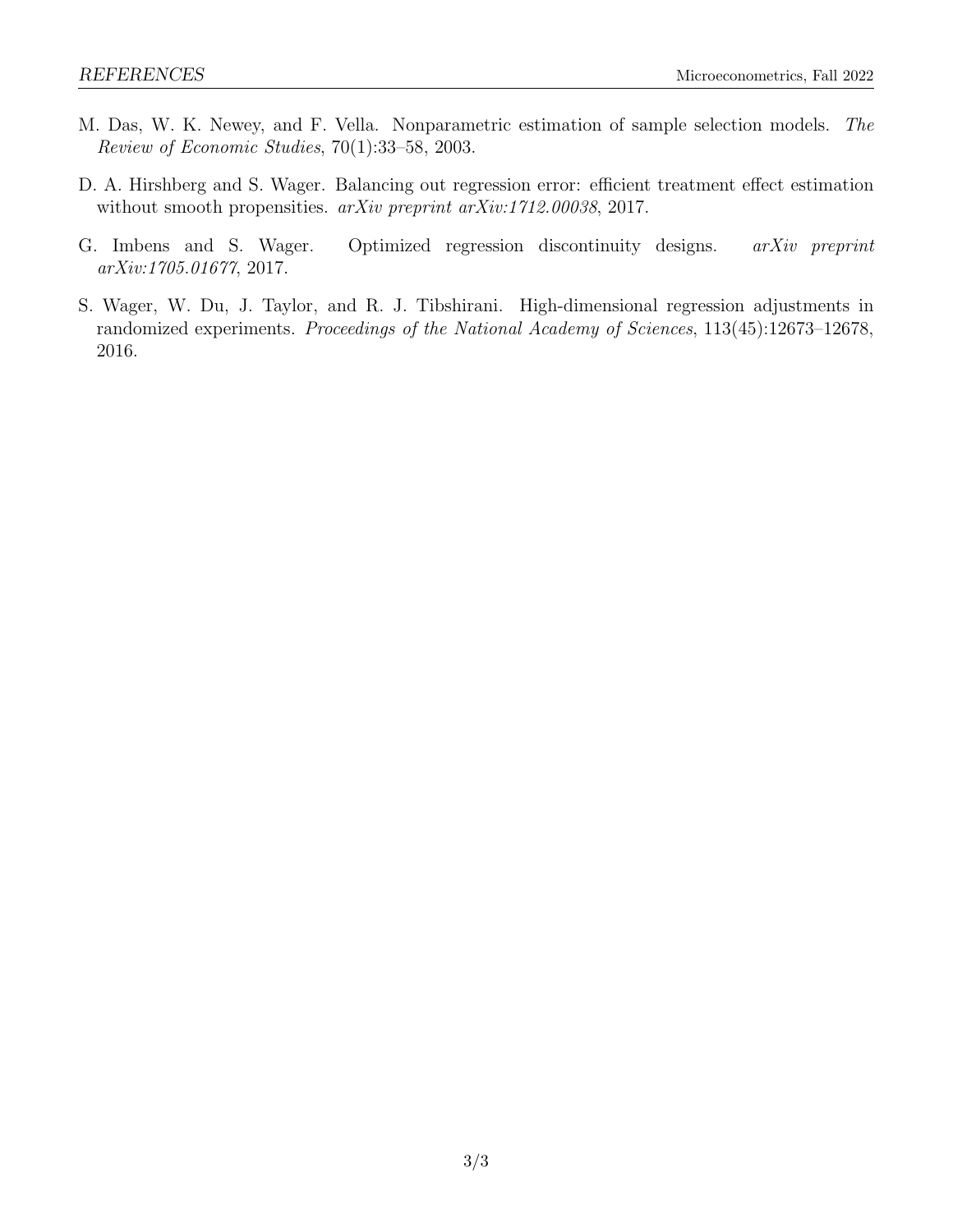M. Das, W. K. Newey, and F. Vella. Nonparametric estimation of sample selection models. *The Review of Economic Studies*, 70(1):33–58, 2003.

D. A. Hirshberg and S. Wager. Balancing out regression error: efficient treatment effect estimation without smooth propensities. *arXiv preprint arXiv:1712.00038*, 2017.

G. Imbens and S. Wager. Optimized regression discontinuity designs. *arXiv preprint arXiv:1705.01677*, 2017.

S. Wager, W. Du, J. Taylor, and R. J. Tibshirani. High-dimensional regression adjustments in randomized experiments. *Proceedings of the National Academy of Sciences*, 113(45):12673–12678, 2016.